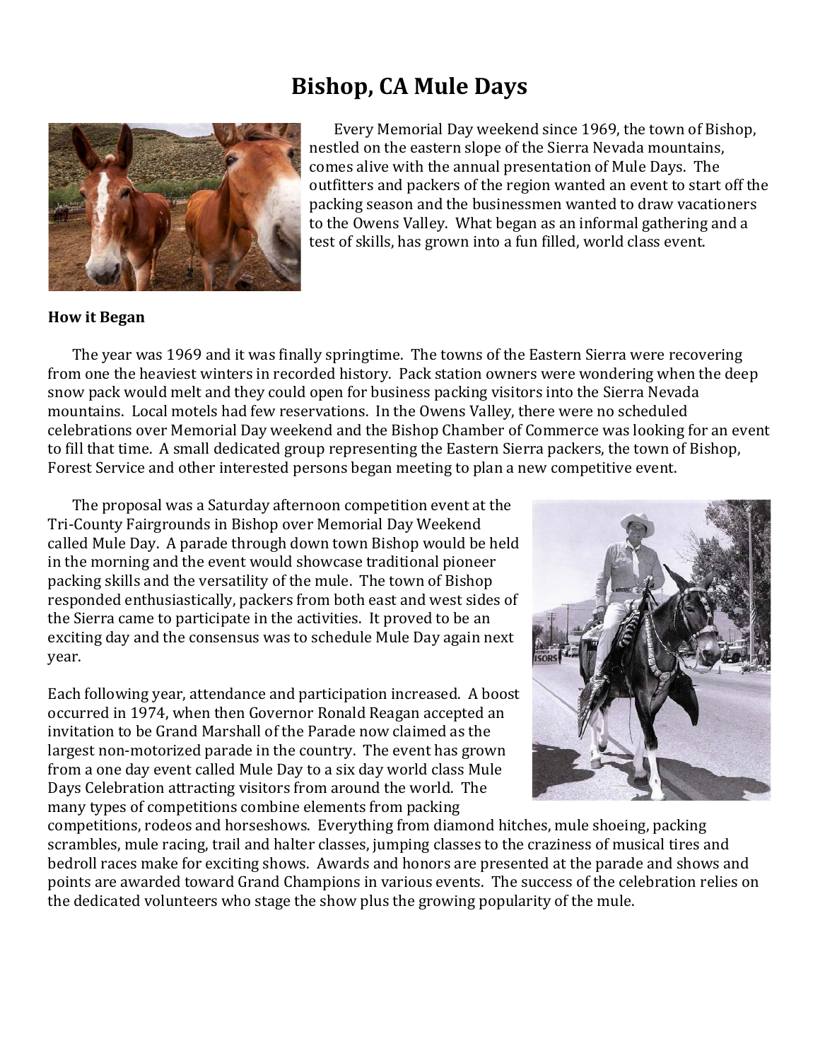# Bishop, CA Mule Days

Every Memorial Day weekend since 1969, the town of Bishop, nestled on the eastern slope of the Sierra Nevada mountains, comes alive with the annual presentation of Mule Days. The outfitters and packers of the region wanted an event to start off the packing season and the businessmen wanted to draw vacationers to the Owens Valley. What began as an informal gathering and a test of skills, has grown into a fun filled, world class event.

**How it Began**

The year was 1969 and it was finally springtime. The towns of the Eastern Sierra were recovering from one the heaviest winters in recorded history. Pack station owners were wondering when the deep snow pack would melt and they could open for business packing visitors into the Sierra Nevada mountains. Local motels had few reservations. In the Owens Valley, there were no scheduled celebrations over Memorial Day weekend and the Bishop Chamber of Commerce was looking for an event to fill that time. A small dedicated group representing the Eastern Sierra packers, the town of Bishop, Forest Service and other interested persons began meeting to plan a new competitive event.

The proposal was a Saturday afternoon competition event at the Tri-County Fairgrounds in Bishop over Memorial Day Weekend called Mule Day. A parade through down town Bishop would be held in the morning and the event would showcase traditional pioneer packing skills and the versatility of the mule. The town of Bishop responded enthusiastically, packers from both east and west sides of the Sierra came to participate in the activities. It proved to be an exciting day and the consensus was to schedule Mule Day again next year.

Each following year, attendance and participation increased. A boost occurred in 1974, when then Governor Ronald Reagan accepted an invitation to be Grand Marshall of the Parade now claimed as the largest non-motorized parade in the country. The event has grown from a one day event called Mule Day to a six day world class Mule Days Celebration attracting visitors from around the world. The many types of competitions combine elements from packing competitions, rodeos and horseshows. Everything from diamond hitches, mule shoeing, packing scrambles, mule racing, trail and halter classes, jumping classes to the craziness of musical tires and bedroll races make for exciting shows. Awards and honors are presented at the parade and shows and points are awarded toward Grand Champions in various events. The success of the celebration relies on the dedicated volunteers who stage the show plus the growing popularity of the mule.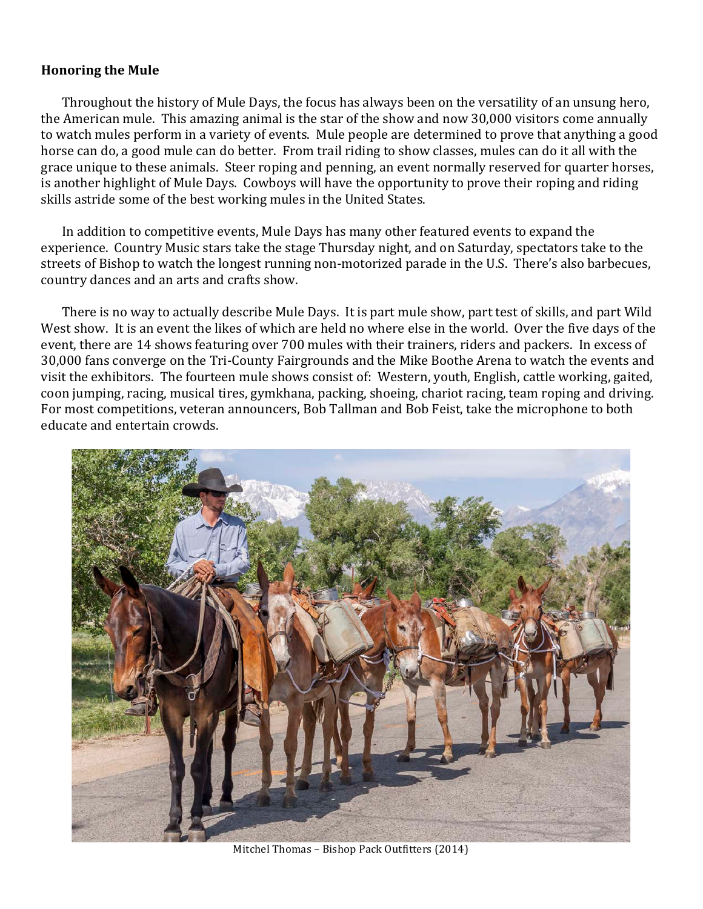**Honoring the Mule**

Throughout the history of Mule Days, the focus has always been on the versatility of an unsung hero, the American mule. This amazing animal is the star of the show and now 30,000 visitors come annually to watch mules perform in a variety of events. Mule people are determined to prove that anything a good horse can do, a good mule can do better. From trail riding to show classes, mules can do it all with the grace unique to these animals. Steer roping and penning, an event normally reserved for quarter horses, is another highlight of Mule Days. Cowboys will have the opportunity to prove their roping and riding skills astride some of the best working mules in the United States.

In addition to competitive events, Mule Days has many other featured events to expand the experience. Country Music stars take the stage Thursday night, and on Saturday, spectators take to the streets of Bishop to watch the longest running non-motorized parade in the U.S. There's also barbecues, country dances and an arts and crafts show.

There is no way to actually describe Mule Days. It is part mule show, part test of skills, and part Wild West show. It is an event the likes of which are held no where else in the world. Over the five days of the event, there are 14 shows featuring over 700 mules with their trainers, riders and packers. In excess of 30,000 fans converge on the Tri-County Fairgrounds and the Mike Boothe Arena to watch the events and visit the exhibitors. The fourteen mule shows consist of: Western, youth, English, cattle working, gaited, coon jumping, racing, musical tires, gymkhana, packing, shoeing, chariot racing, team roping and driving. For most competitions, veteran announcers, Bob Tallman and Bob Feist, take the microphone to both educate and entertain crowds.

Mitchel Thomas – Bishop Pack Outfitters (2014)